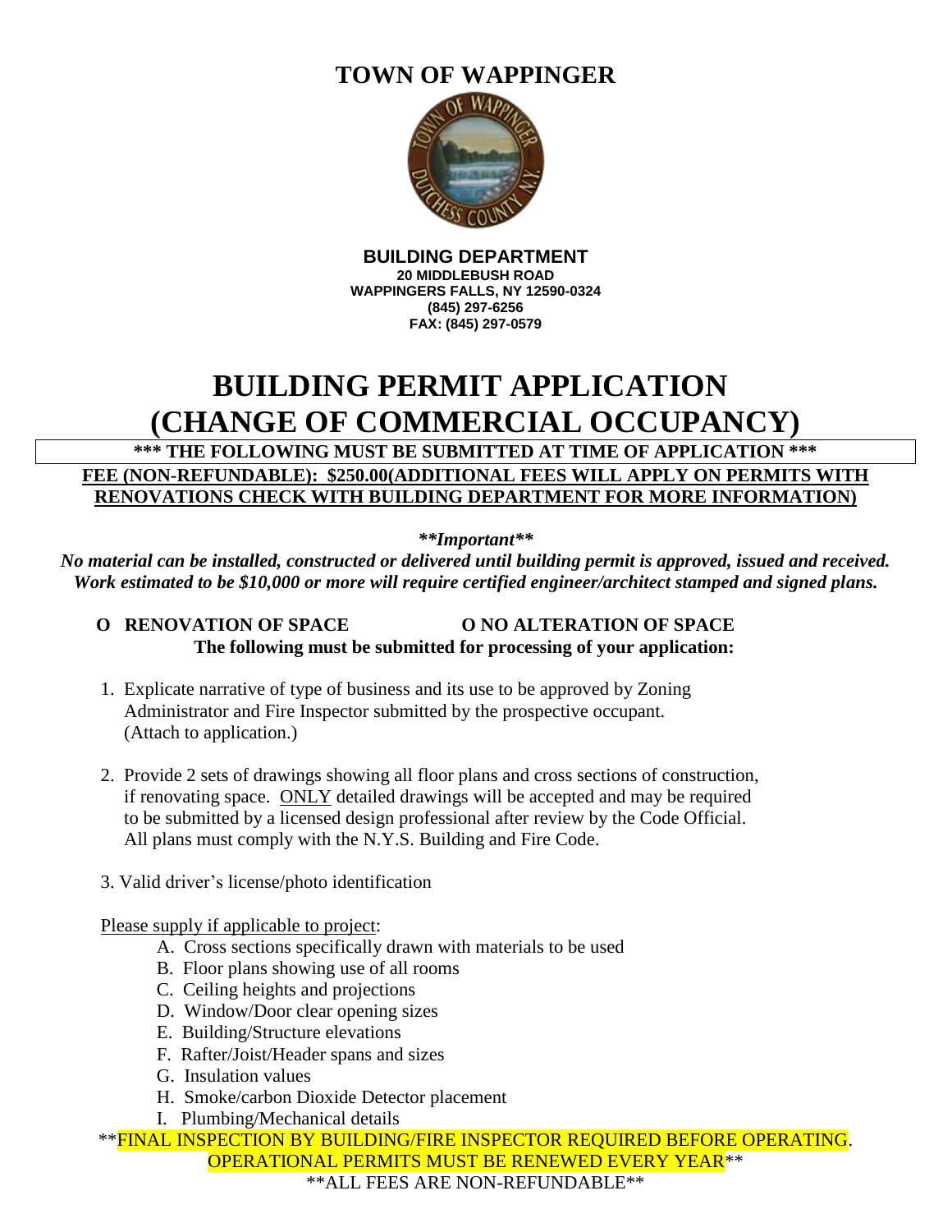# TOWN OF WAPPINGER

**BUILDING DEPARTMENT**
**20 MIDDLEBUSH ROAD**
**WAPPINGERS FALLS, NY 12590-0324**
**(845) 297-6256**
**FAX: (845) 297-0579**

# BUILDING PERMIT APPLICATION (CHANGE OF COMMERCIAL OCCUPANCY)

**\*\*\* THE FOLLOWING MUST BE SUBMITTED AT TIME OF APPLICATION \*\*\***

**FEE (NON-REFUNDABLE): $250.00(ADDITIONAL FEES WILL APPLY ON PERMITS WITH RENOVATIONS CHECK WITH BUILDING DEPARTMENT FOR MORE INFORMATION)**

***\*\*Important\*\****

***No material can be installed, constructed or delivered until building permit is approved, issued and received. Work estimated to be $10,000 or more will require certified engineer/architect stamped and signed plans.***

**O RENOVATION OF SPACE** **O NO ALTERATION OF SPACE**

**The following must be submitted for processing of your application:**

1. Explicate narrative of type of business and its use to be approved by Zoning Administrator and Fire Inspector submitted by the prospective occupant. (Attach to application.)

2. Provide 2 sets of drawings showing all floor plans and cross sections of construction, if renovating space. ONLY detailed drawings will be accepted and may be required to be submitted by a licensed design professional after review by the Code Official. All plans must comply with the N.Y.S. Building and Fire Code.

3. Valid driver's license/photo identification

Please supply if applicable to project:

A. Cross sections specifically drawn with materials to be used
B. Floor plans showing use of all rooms
C. Ceiling heights and projections
D. Window/Door clear opening sizes
E. Building/Structure elevations
F. Rafter/Joist/Header spans and sizes
G. Insulation values
H. Smoke/carbon Dioxide Detector placement
I. Plumbing/Mechanical details

\*\*FINAL INSPECTION BY BUILDING/FIRE INSPECTOR REQUIRED BEFORE OPERATING. OPERATIONAL PERMITS MUST BE RENEWED EVERY YEAR\*\*

\*\*ALL FEES ARE NON-REFUNDABLE\*\*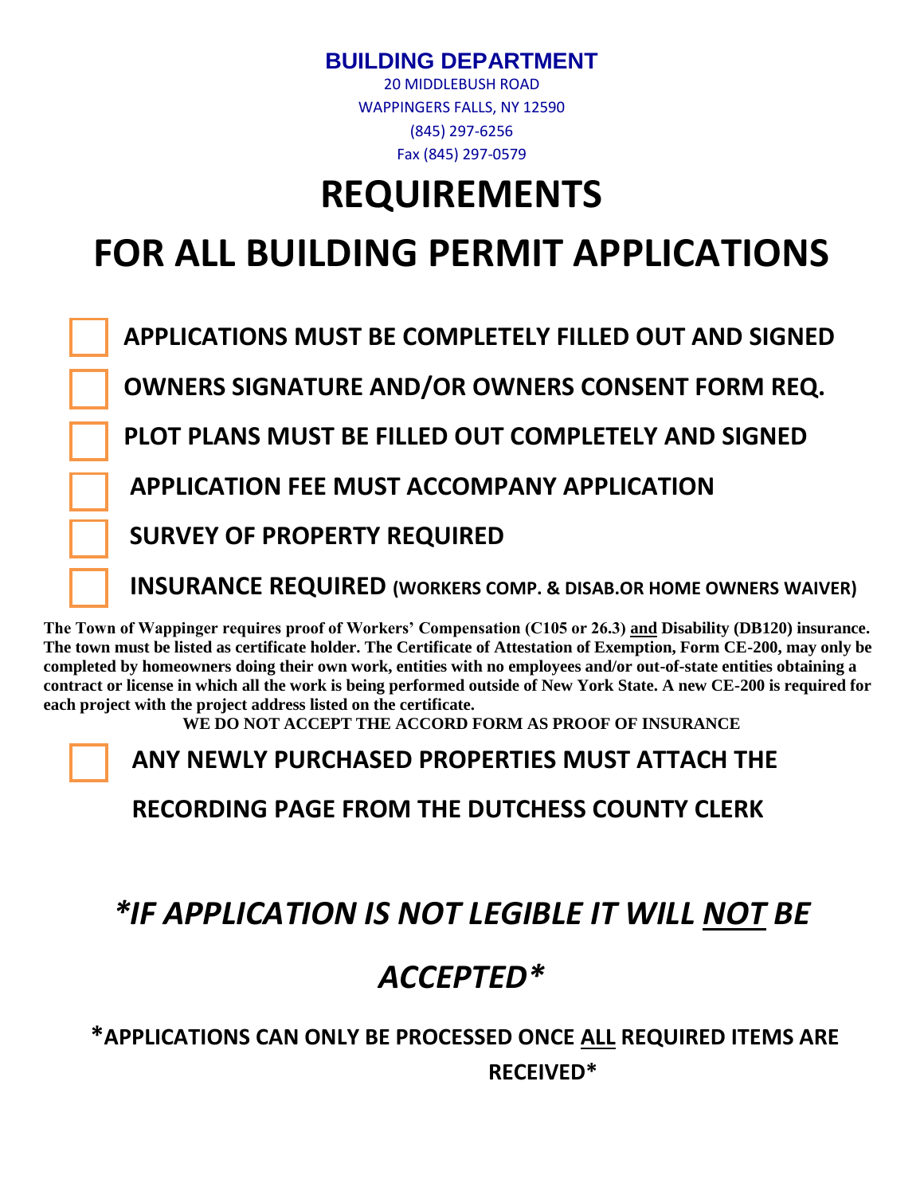**BUILDING DEPARTMENT**

20 MIDDLEBUSH ROAD
WAPPINGERS FALLS, NY 12590
(845) 297-6256
Fax (845) 297-0579

# REQUIREMENTS

# FOR ALL BUILDING PERMIT APPLICATIONS

- [ ] **APPLICATIONS MUST BE COMPLETELY FILLED OUT AND SIGNED**
- [ ] **OWNERS SIGNATURE AND/OR OWNERS CONSENT FORM REQ.**
- [ ] **PLOT PLANS MUST BE FILLED OUT COMPLETELY AND SIGNED**
- [ ] **APPLICATION FEE MUST ACCOMPANY APPLICATION**
- [ ] **SURVEY OF PROPERTY REQUIRED**
- [ ] **INSURANCE REQUIRED (WORKERS COMP. & DISAB.OR HOME OWNERS WAIVER)**

**The Town of Wappinger requires proof of Workers' Compensation (C105 or 26.3) and Disability (DB120) insurance. The town must be listed as certificate holder. The Certificate of Attestation of Exemption, Form CE-200, may only be completed by homeowners doing their own work, entities with no employees and/or out-of-state entities obtaining a contract or license in which all the work is being performed outside of New York State. A new CE-200 is required for each project with the project address listed on the certificate.**

**WE DO NOT ACCEPT THE ACCORD FORM AS PROOF OF INSURANCE**

- [ ] **ANY NEWLY PURCHASED PROPERTIES MUST ATTACH THE RECORDING PAGE FROM THE DUTCHESS COUNTY CLERK**

## *\*IF APPLICATION IS NOT LEGIBLE IT WILL NOT BE ACCEPTED\**

**\*APPLICATIONS CAN ONLY BE PROCESSED ONCE ALL REQUIRED ITEMS ARE RECEIVED\***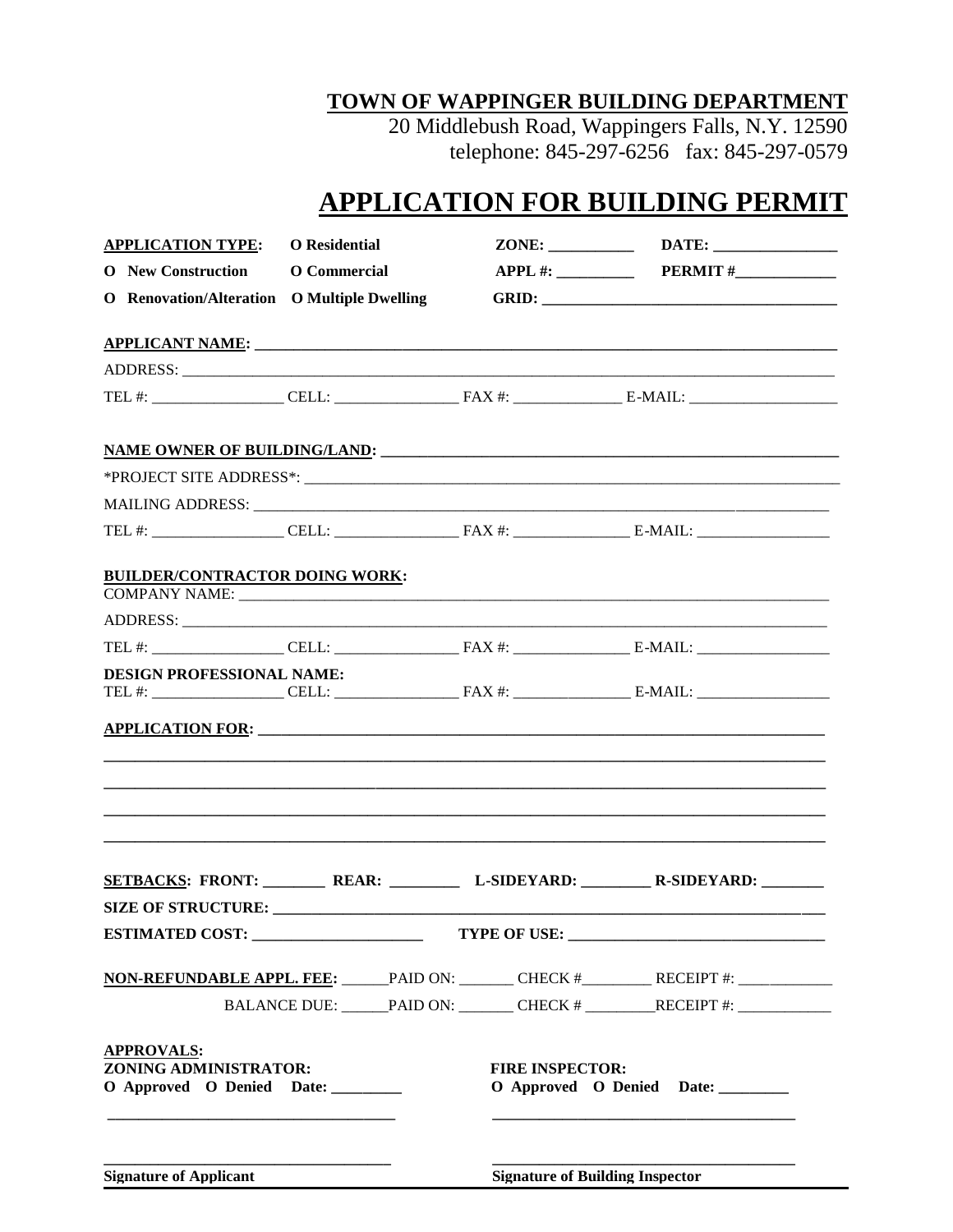**TOWN OF WAPPINGER BUILDING DEPARTMENT**
20 Middlebush Road, Wappingers Falls, N.Y. 12590
telephone: 845-297-6256 fax: 845-297-0579

# APPLICATION FOR BUILDING PERMIT

**APPLICATION TYPE:** **O Residential** **ZONE:** ___________ **DATE:** ________________

**O New Construction** **O Commercial** **APPL #:** __________ **PERMIT #**_____________

**O Renovation/Alteration** **O Multiple Dwelling** **GRID:** ______________________________________

**APPLICANT NAME:** ______________________________________________________________________________

ADDRESS: ______________________________________________________________________________________

TEL #: _________________ CELL: ________________ FAX #: ______________ E-MAIL: ___________________

**NAME OWNER OF BUILDING/LAND:** __________________________________________________________

*PROJECT SITE ADDRESS*: _________________________________________________________________________

MAILING ADDRESS: ________________________________________________________________________________

TEL #: _________________ CELL: ________________ FAX #: _______________ E-MAIL: _________________

**BUILDER/CONTRACTOR DOING WORK:**

COMPANY NAME: __________________________________________________________________________________

ADDRESS: ______________________________________________________________________________________

TEL #: _________________ CELL: ________________ FAX #: _______________ E-MAIL: _________________

**DESIGN PROFESSIONAL NAME:**

TEL #: _________________ CELL: ________________ FAX #: _______________ E-MAIL: _________________

**APPLICATION FOR:** ____________________________________________________________________________

______________________________________________________________________________________________

______________________________________________________________________________________________

______________________________________________________________________________________________

______________________________________________________________________________________________

**SETBACKS: FRONT:** ________ **REAR:** _________ **L-SIDEYARD:** _________ **R-SIDEYARD:** ________

**SIZE OF STRUCTURE:** ________________________________________________________________________

**ESTIMATED COST:** ______________________ **TYPE OF USE:** _________________________________

**NON-REFUNDABLE APPL. FEE:** ______PAID ON: _______ CHECK #_________ RECEIPT #: ____________

BALANCE DUE: ______PAID ON: _______ CHECK # _________RECEIPT #: ____________

**APPROVALS:**

**ZONING ADMINISTRATOR:**
**O Approved O Denied Date:** _________

_____________________________________

**FIRE INSPECTOR:**
**O Approved O Denied Date:** _________

_____________________________________

_____________________________________
**Signature of Applicant**

_____________________________________
**Signature of Building Inspector**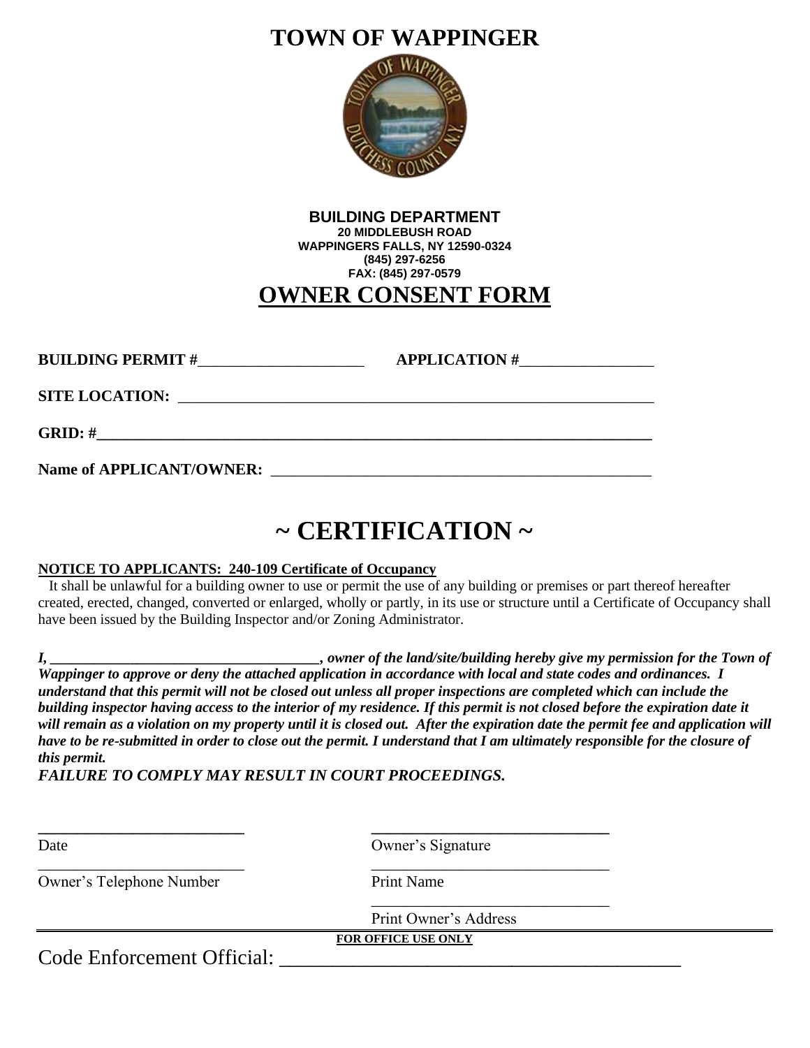# TOWN OF WAPPINGER

**BUILDING DEPARTMENT**
**20 MIDDLEBUSH ROAD**
**WAPPINGERS FALLS, NY 12590-0324**
**(845) 297-6256**
**FAX: (845) 297-0579**

## OWNER CONSENT FORM

**BUILDING PERMIT #**_____________________ **APPLICATION #**_________________

**SITE LOCATION:** ______________________________________________________________

**GRID: #**______________________________________________________________________

**Name of APPLICANT/OWNER:** ____________________________________________

## ~ CERTIFICATION ~

**NOTICE TO APPLICANTS: 240-109 Certificate of Occupancy**

It shall be unlawful for a building owner to use or permit the use of any building or premises or part thereof hereafter created, erected, changed, converted or enlarged, wholly or partly, in its use or structure until a Certificate of Occupancy shall have been issued by the Building Inspector and/or Zoning Administrator.

***I, ____________________________________, owner of the land/site/building hereby give my permission for the Town of Wappinger to approve or deny the attached application in accordance with local and state codes and ordinances. I understand that this permit will not be closed out unless all proper inspections are completed which can include the building inspector having access to the interior of my residence. If this permit is not closed before the expiration date it will remain as a violation on my property until it is closed out. After the expiration date the permit fee and application will have to be re-submitted in order to close out the permit. I understand that I am ultimately responsible for the closure of this permit.***

***FAILURE TO COMPLY MAY RESULT IN COURT PROCEEDINGS.***

__________________________ ______________________________
Date Owner's Signature

__________________________ ______________________________
Owner's Telephone Number Print Name

______________________________
Print Owner's Address

**FOR OFFICE USE ONLY**

Code Enforcement Official: ________________________________________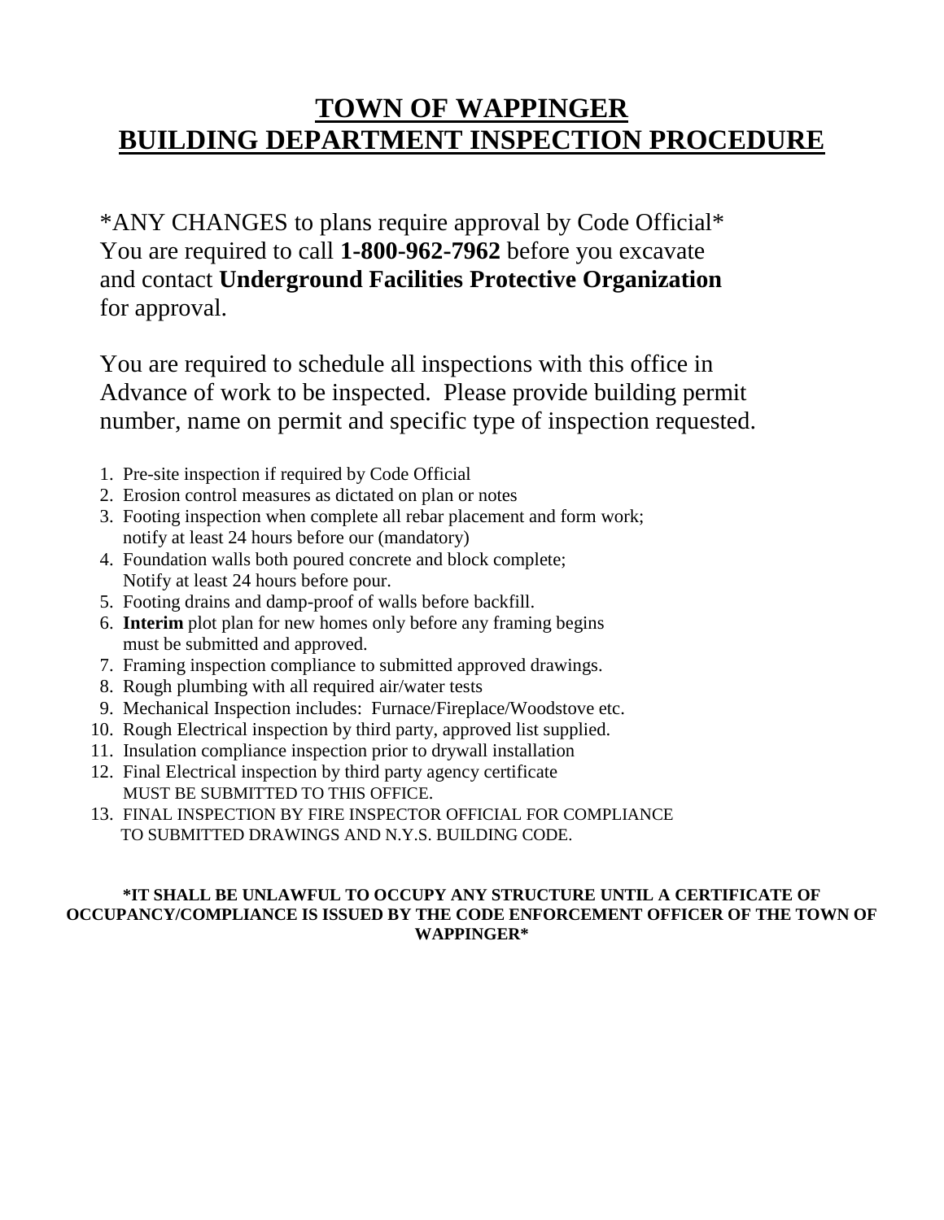# TOWN OF WAPPINGER
# BUILDING DEPARTMENT INSPECTION PROCEDURE

*ANY CHANGES to plans require approval by Code Official*
You are required to call **1-800-962-7962** before you excavate and contact **Underground Facilities Protective Organization** for approval.

You are required to schedule all inspections with this office in Advance of work to be inspected. Please provide building permit number, name on permit and specific type of inspection requested.

1. Pre-site inspection if required by Code Official
2. Erosion control measures as dictated on plan or notes
3. Footing inspection when complete all rebar placement and form work; notify at least 24 hours before our (mandatory)
4. Foundation walls both poured concrete and block complete; Notify at least 24 hours before pour.
5. Footing drains and damp-proof of walls before backfill.
6. **Interim** plot plan for new homes only before any framing begins must be submitted and approved.
7. Framing inspection compliance to submitted approved drawings.
8. Rough plumbing with all required air/water tests
9. Mechanical Inspection includes: Furnace/Fireplace/Woodstove etc.
10. Rough Electrical inspection by third party, approved list supplied.
11. Insulation compliance inspection prior to drywall installation
12. Final Electrical inspection by third party agency certificate MUST BE SUBMITTED TO THIS OFFICE.
13. FINAL INSPECTION BY FIRE INSPECTOR OFFICIAL FOR COMPLIANCE TO SUBMITTED DRAWINGS AND N.Y.S. BUILDING CODE.

**\*IT SHALL BE UNLAWFUL TO OCCUPY ANY STRUCTURE UNTIL A CERTIFICATE OF OCCUPANCY/COMPLIANCE IS ISSUED BY THE CODE ENFORCEMENT OFFICER OF THE TOWN OF WAPPINGER\***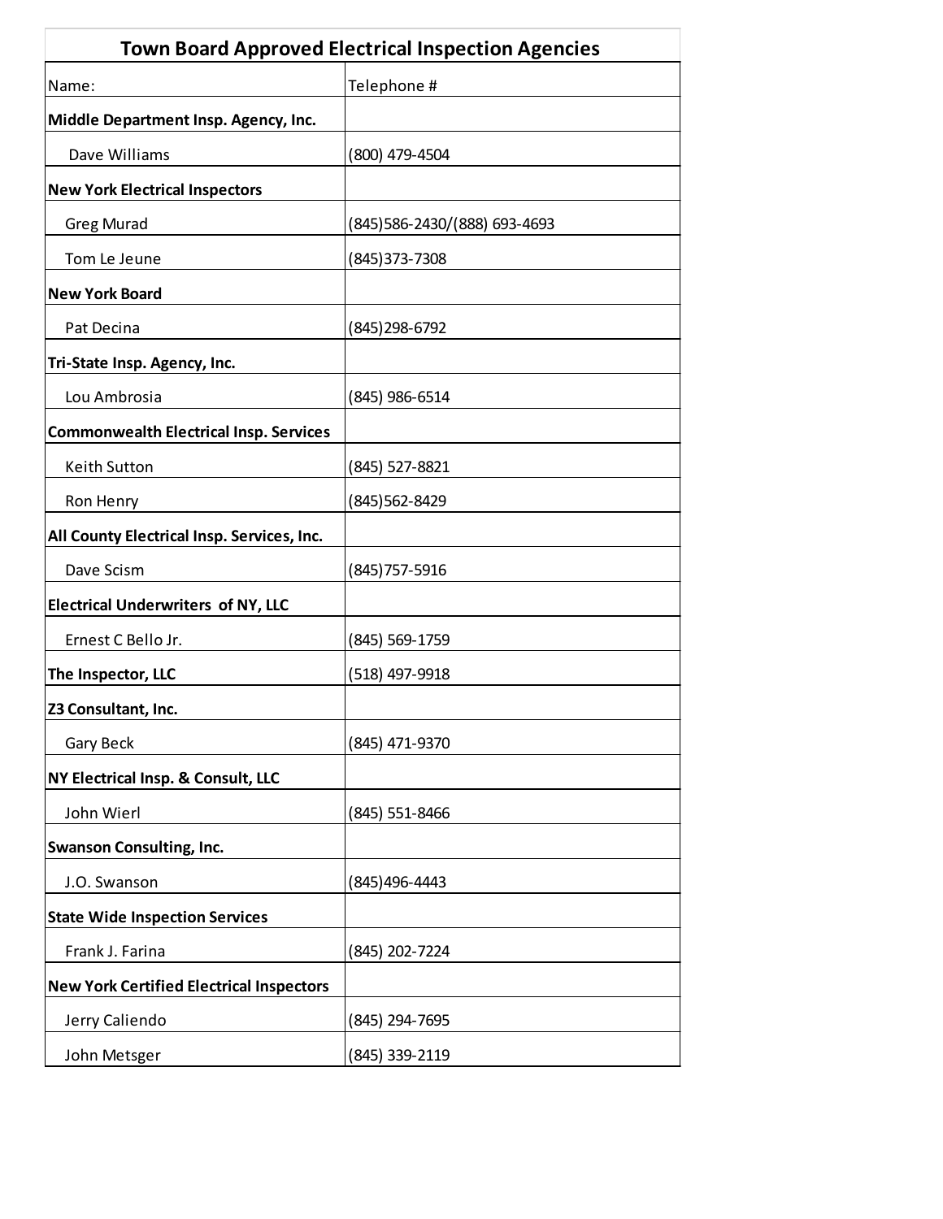| Town Board Approved Electrical Inspection Agencies | |
|---|---|
| Name: | Telephone # |
| **Middle Department Insp. Agency, Inc.** | |
| Dave Williams | (800) 479-4504 |
| **New York Electrical Inspectors** | |
| Greg Murad | (845)586-2430/(888) 693-4693 |
| Tom Le Jeune | (845)373-7308 |
| **New York Board** | |
| Pat Decina | (845)298-6792 |
| **Tri-State Insp. Agency, Inc.** | |
| Lou Ambrosia | (845) 986-6514 |
| **Commonwealth Electrical Insp. Services** | |
| Keith Sutton | (845) 527-8821 |
| Ron Henry | (845)562-8429 |
| **All County Electrical Insp. Services, Inc.** | |
| Dave Scism | (845)757-5916 |
| **Electrical Underwriters of NY, LLC** | |
| Ernest C Bello Jr. | (845) 569-1759 |
| **The Inspector, LLC** | (518) 497-9918 |
| **Z3 Consultant, Inc.** | |
| Gary Beck | (845) 471-9370 |
| **NY Electrical Insp. & Consult, LLC** | |
| John Wierl | (845) 551-8466 |
| **Swanson Consulting, Inc.** | |
| J.O. Swanson | (845)496-4443 |
| **State Wide Inspection Services** | |
| Frank J. Farina | (845) 202-7224 |
| **New York Certified Electrical Inspectors** | |
| Jerry Caliendo | (845) 294-7695 |
| John Metsger | (845) 339-2119 |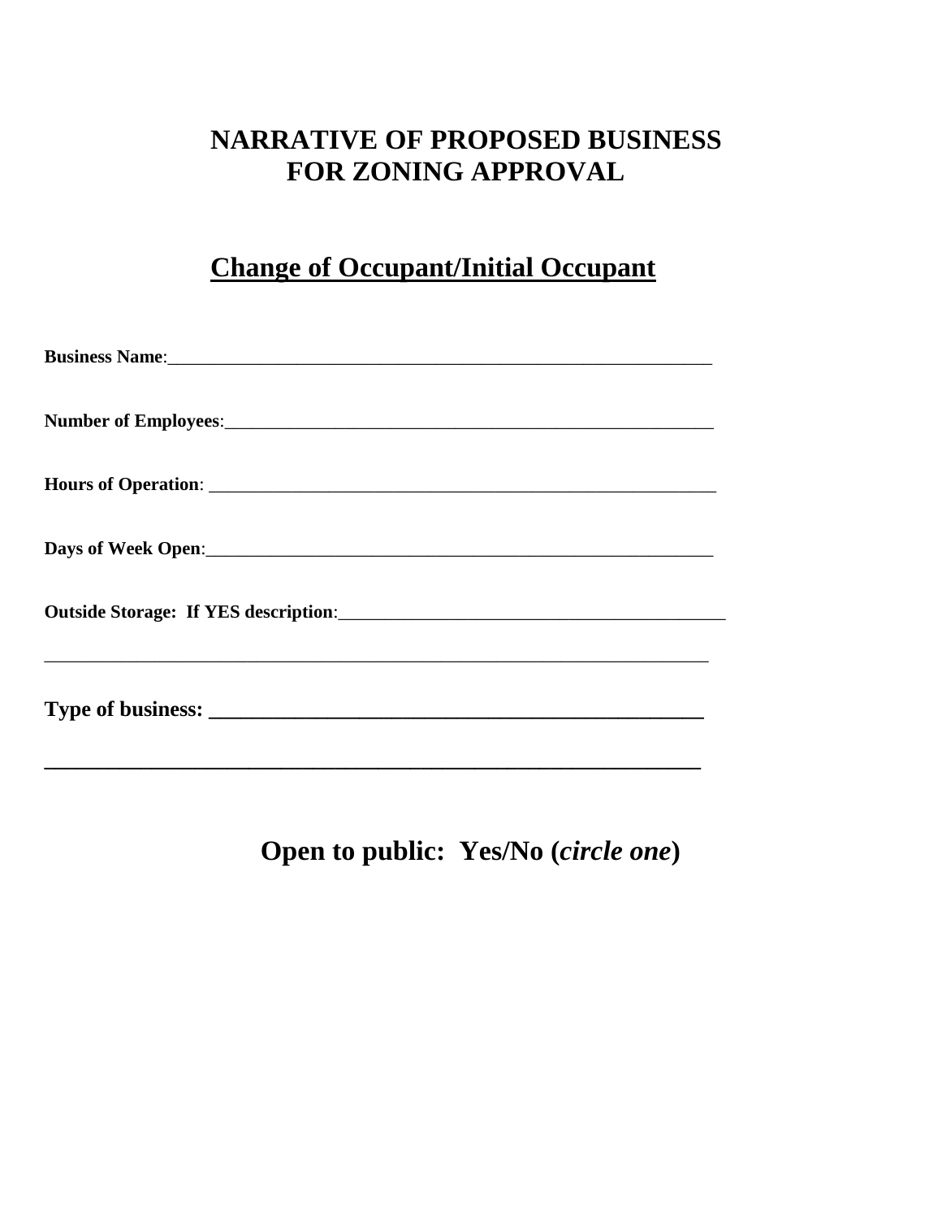# NARRATIVE OF PROPOSED BUSINESS FOR ZONING APPROVAL

## Change of Occupant/Initial Occupant

**Business Name**:_______________________________________________________________

**Number of Employees**:_________________________________________________________

**Hours of Operation**: __________________________________________________________

**Days of Week Open**:___________________________________________________________

**Outside Storage: If YES description**:____________________________________________

_____________________________________________________________________________

**Type of business: ______________________________________________**

**_____________________________________________________________**

**Open to public: Yes/No (*circle one*)**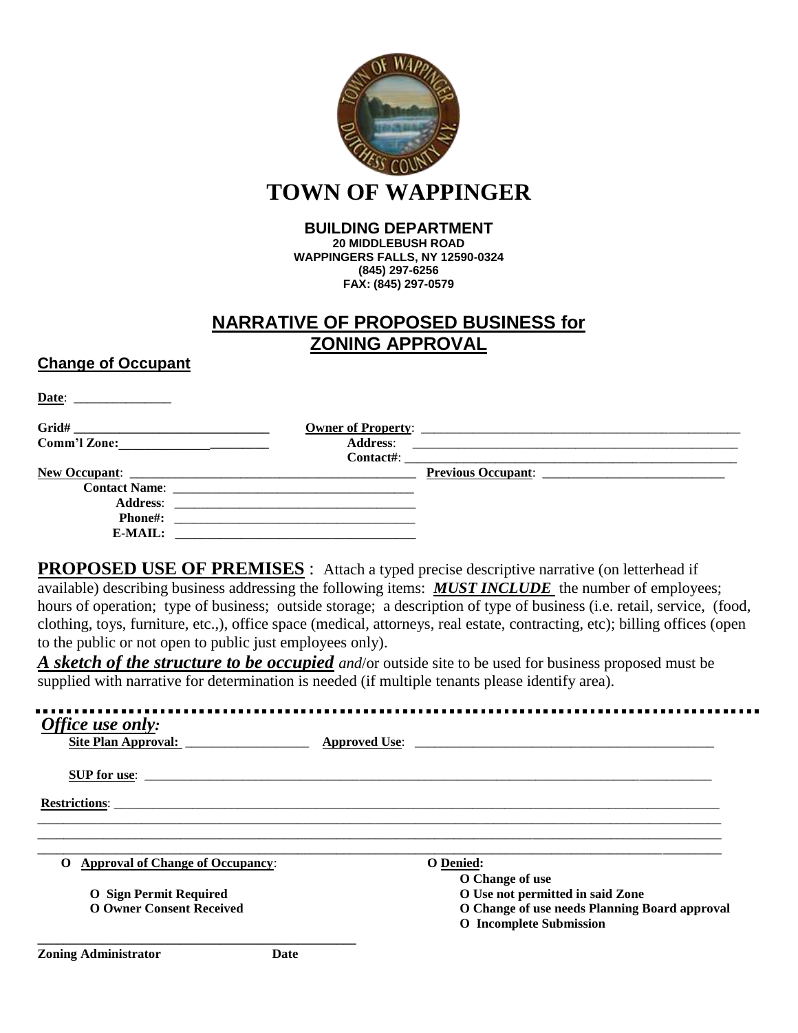# TOWN OF WAPPINGER

**BUILDING DEPARTMENT**
**20 MIDDLEBUSH ROAD**
**WAPPINGERS FALLS, NY 12590-0324**
**(845) 297-6256**
**FAX: (845) 297-0579**

## NARRATIVE OF PROPOSED BUSINESS for ZONING APPROVAL

### Change of Occupant

**Date**: _______________

**Grid#** ______________________________ **Owner of Property**: ________________________________________________

**Comm'l Zone:** ______________________ **Address**: ________________________________________________

**Contact#**: ________________________________________________

**New Occupant**: ____________________________________________ **Previous Occupant**: ____________________________

**Contact Name**: ____________________________________

**Address**: ____________________________________

**Phone#**: ____________________________________

**E-MAIL:** ____________________________________

**PROPOSED USE OF PREMISES** : Attach a typed precise descriptive narrative (on letterhead if available) describing business addressing the following items: ***MUST INCLUDE*** the number of employees; hours of operation; type of business; outside storage; a description of type of business (i.e. retail, service, (food, clothing, toys, furniture, etc.,), office space (medical, attorneys, real estate, contracting, etc); billing offices (open to the public or not open to public just employees only).

***A sketch of the structure to be occupied*** *and*/or outside site to be used for business proposed must be supplied with narrative for determination is needed (if multiple tenants please identify area).

---

***Office use only:***

**Site Plan Approval:** __________________ **Approved Use**: ______________________________________________

**SUP for use**: ______________________________________________________________________________________

**Restrictions**: ______________________________________________________________________________________

______________________________________________________________________________________________________

______________________________________________________________________________________________________

______________________________________________________________________________________________________

**O Approval of Change of Occupancy**:

- **O Sign Permit Required**
- **O Owner Consent Received**

**O Denied:**

- **O Change of use**
- **O Use not permitted in said Zone**
- **O Change of use needs Planning Board approval**
- **O Incomplete Submission**

__________________________________________________

**Zoning Administrator** **Date**